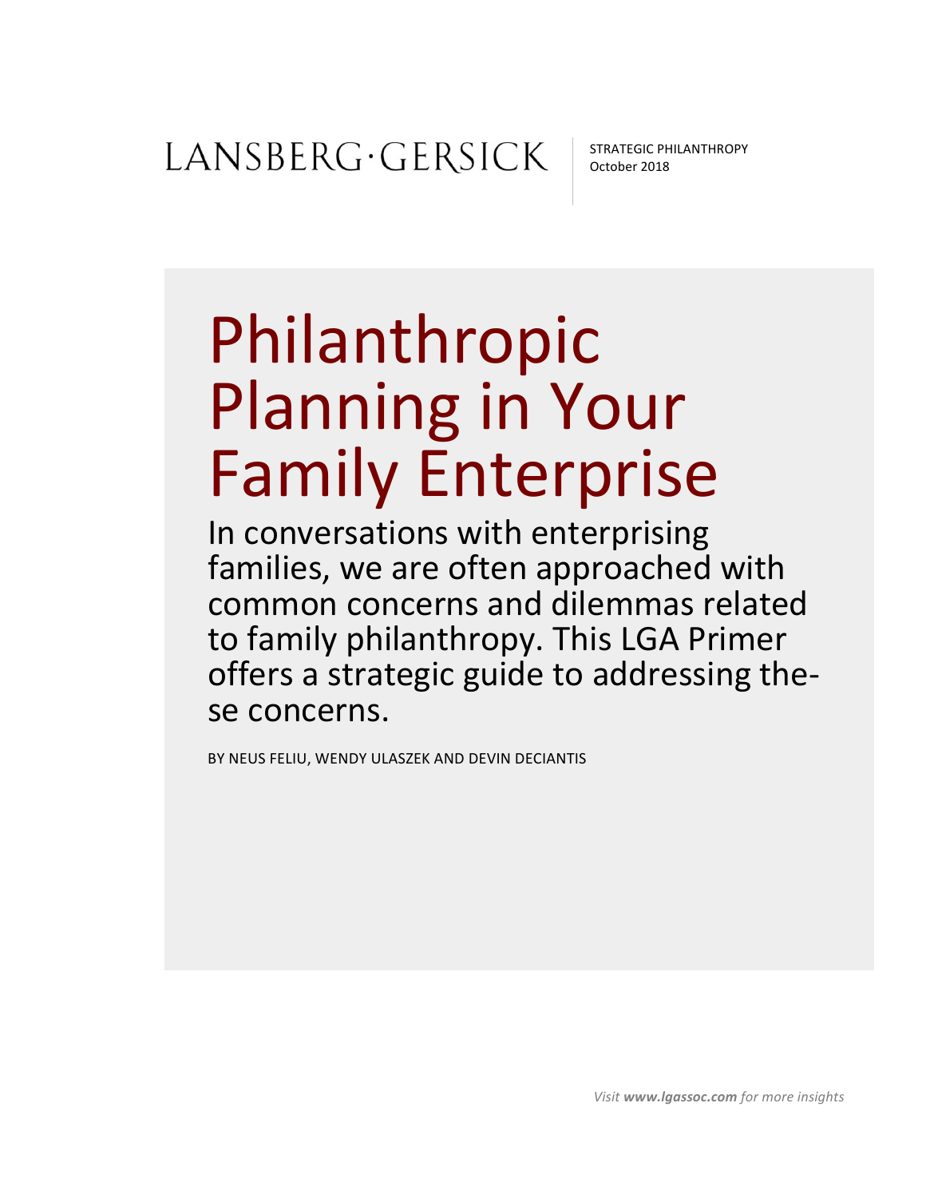LANSBERG·GERSICK

STRATEGIC PHILANTHROPY
October 2018

# Philanthropic Planning in Your Family Enterprise

In conversations with enterprising families, we are often approached with common concerns and dilemmas related to family philanthropy. This LGA Primer offers a strategic guide to addressing these concerns.

BY NEUS FELIU, WENDY ULASZEK AND DEVIN DECIANTIS

*Visit **www.lgassoc.com** for more insights*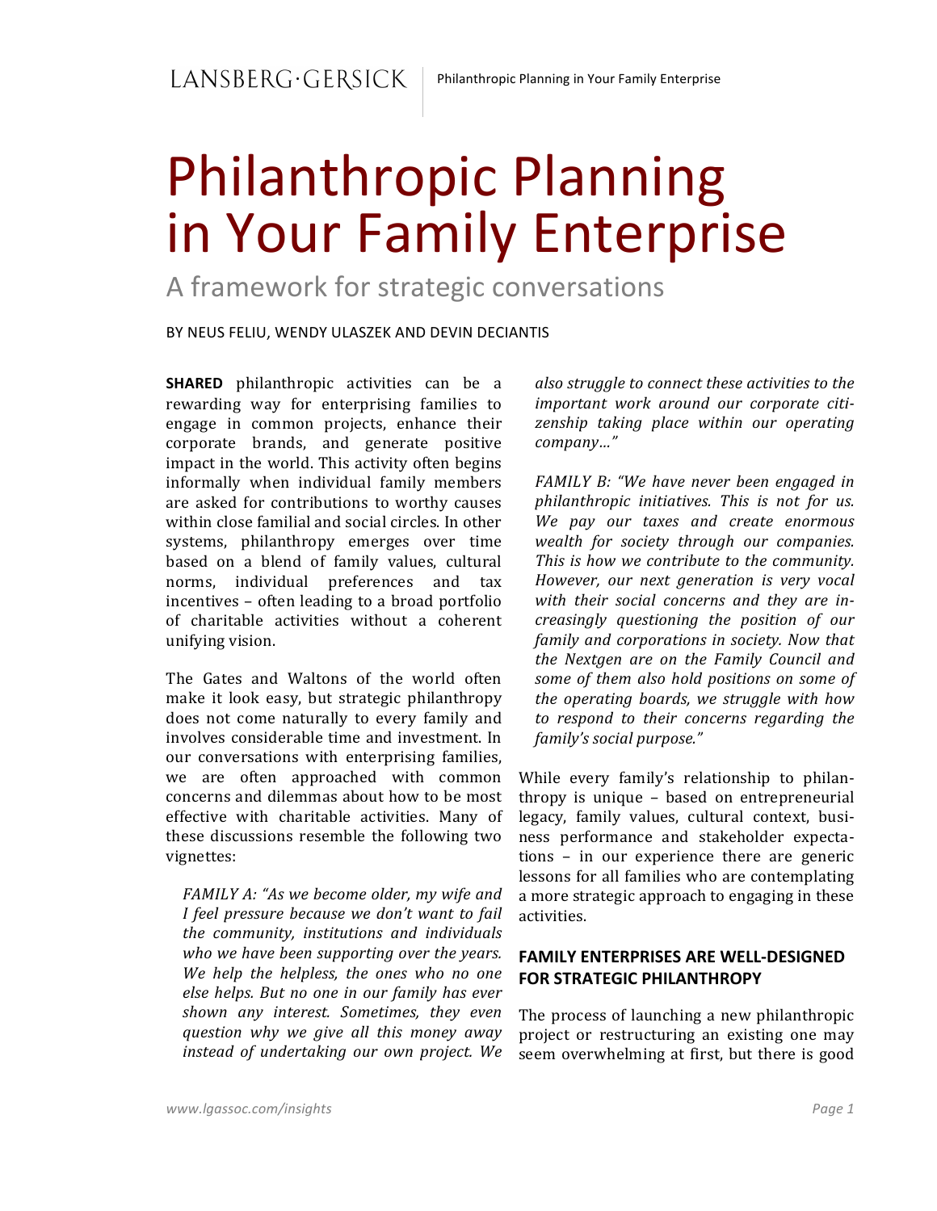# Philanthropic Planning in Your Family Enterprise

## A framework for strategic conversations

BY NEUS FELIU, WENDY ULASZEK AND DEVIN DECIANTIS

**SHARED** philanthropic activities can be a rewarding way for enterprising families to engage in common projects, enhance their corporate brands, and generate positive impact in the world. This activity often begins informally when individual family members are asked for contributions to worthy causes within close familial and social circles. In other systems, philanthropy emerges over time based on a blend of family values, cultural norms, individual preferences and tax incentives – often leading to a broad portfolio of charitable activities without a coherent unifying vision.

The Gates and Waltons of the world often make it look easy, but strategic philanthropy does not come naturally to every family and involves considerable time and investment. In our conversations with enterprising families, we are often approached with common concerns and dilemmas about how to be most effective with charitable activities. Many of these discussions resemble the following two vignettes:

> *FAMILY A: "As we become older, my wife and I feel pressure because we don't want to fail the community, institutions and individuals who we have been supporting over the years. We help the helpless, the ones who no one else helps. But no one in our family has ever shown any interest. Sometimes, they even question why we give all this money away instead of undertaking our own project. We also struggle to connect these activities to the important work around our corporate citizenship taking place within our operating company…"*

> *FAMILY B: "We have never been engaged in philanthropic initiatives. This is not for us. We pay our taxes and create enormous wealth for society through our companies. This is how we contribute to the community. However, our next generation is very vocal with their social concerns and they are increasingly questioning the position of our family and corporations in society. Now that the Nextgen are on the Family Council and some of them also hold positions on some of the operating boards, we struggle with how to respond to their concerns regarding the family's social purpose."*

While every family's relationship to philanthropy is unique – based on entrepreneurial legacy, family values, cultural context, business performance and stakeholder expectations – in our experience there are generic lessons for all families who are contemplating a more strategic approach to engaging in these activities.

### FAMILY ENTERPRISES ARE WELL-DESIGNED FOR STRATEGIC PHILANTHROPY

The process of launching a new philanthropic project or restructuring an existing one may seem overwhelming at first, but there is good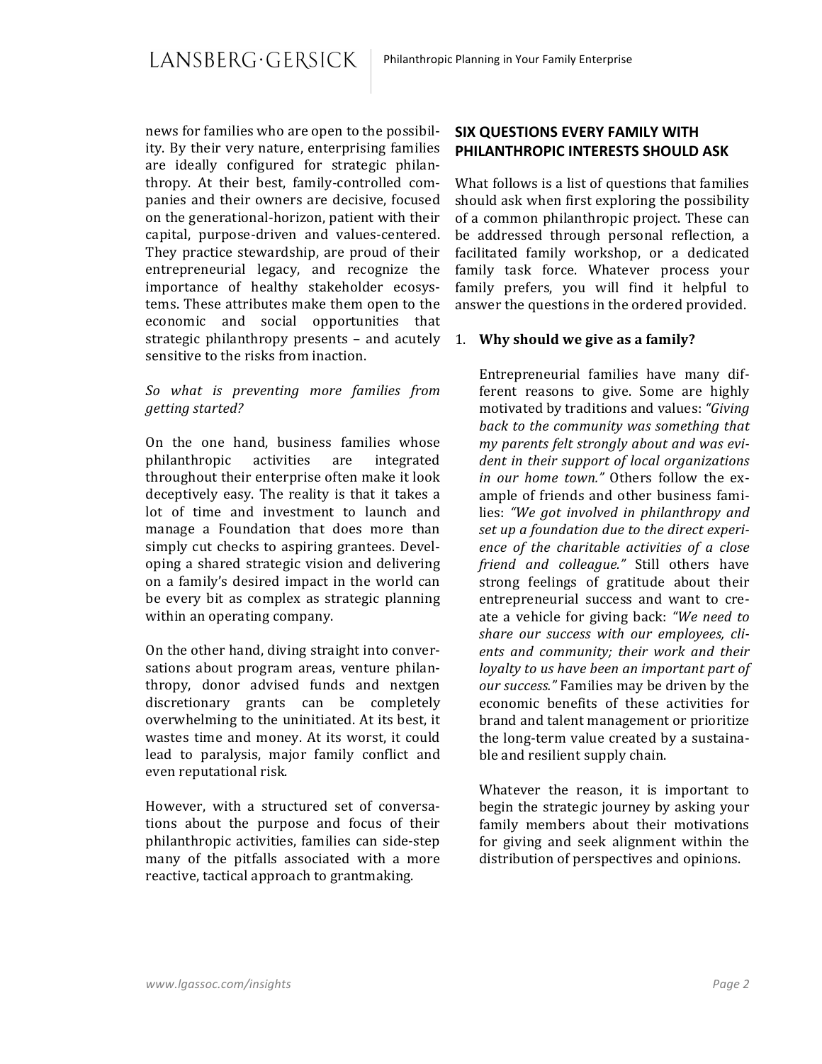news for families who are open to the possibility. By their very nature, enterprising families are ideally configured for strategic philanthropy. At their best, family-controlled companies and their owners are decisive, focused on the generational-horizon, patient with their capital, purpose-driven and values-centered. They practice stewardship, are proud of their entrepreneurial legacy, and recognize the importance of healthy stakeholder ecosystems. These attributes make them open to the economic and social opportunities that strategic philanthropy presents – and acutely sensitive to the risks from inaction.

*So what is preventing more families from getting started?*

On the one hand, business families whose philanthropic activities are integrated throughout their enterprise often make it look deceptively easy. The reality is that it takes a lot of time and investment to launch and manage a Foundation that does more than simply cut checks to aspiring grantees. Developing a shared strategic vision and delivering on a family's desired impact in the world can be every bit as complex as strategic planning within an operating company.

On the other hand, diving straight into conversations about program areas, venture philanthropy, donor advised funds and nextgen discretionary grants can be completely overwhelming to the uninitiated. At its best, it wastes time and money. At its worst, it could lead to paralysis, major family conflict and even reputational risk.

However, with a structured set of conversations about the purpose and focus of their philanthropic activities, families can side-step many of the pitfalls associated with a more reactive, tactical approach to grantmaking.

## SIX QUESTIONS EVERY FAMILY WITH PHILANTHROPIC INTERESTS SHOULD ASK

What follows is a list of questions that families should ask when first exploring the possibility of a common philanthropic project. These can be addressed through personal reflection, a facilitated family workshop, or a dedicated family task force. Whatever process your family prefers, you will find it helpful to answer the questions in the ordered provided.

1. **Why should we give as a family?**

   Entrepreneurial families have many different reasons to give. Some are highly motivated by traditions and values: *"Giving back to the community was something that my parents felt strongly about and was evident in their support of local organizations in our home town."* Others follow the example of friends and other business families: *"We got involved in philanthropy and set up a foundation due to the direct experience of the charitable activities of a close friend and colleague."* Still others have strong feelings of gratitude about their entrepreneurial success and want to create a vehicle for giving back: *"We need to share our success with our employees, clients and community; their work and their loyalty to us have been an important part of our success."* Families may be driven by the economic benefits of these activities for brand and talent management or prioritize the long-term value created by a sustainable and resilient supply chain.

   Whatever the reason, it is important to begin the strategic journey by asking your family members about their motivations for giving and seek alignment within the distribution of perspectives and opinions.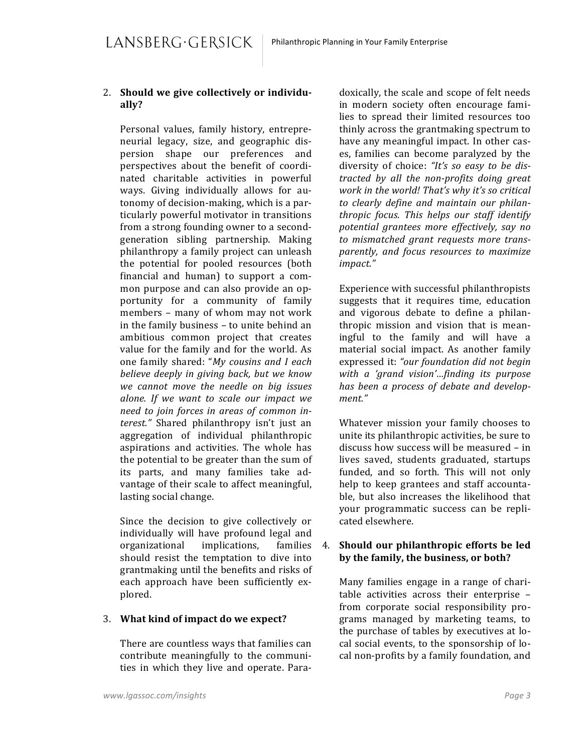2. **Should we give collectively or individually?**

   Personal values, family history, entrepreneurial legacy, size, and geographic dispersion shape our preferences and perspectives about the benefit of coordinated charitable activities in powerful ways. Giving individually allows for autonomy of decision-making, which is a particularly powerful motivator in transitions from a strong founding owner to a second-generation sibling partnership. Making philanthropy a family project can unleash the potential for pooled resources (both financial and human) to support a common purpose and can also provide an opportunity for a community of family members – many of whom may not work in the family business – to unite behind an ambitious common project that creates value for the family and for the world. As one family shared: "*My cousins and I each believe deeply in giving back, but we know we cannot move the needle on big issues alone. If we want to scale our impact we need to join forces in areas of common interest.*" Shared philanthropy isn't just an aggregation of individual philanthropic aspirations and activities. The whole has the potential to be greater than the sum of its parts, and many families take advantage of their scale to affect meaningful, lasting social change.

   Since the decision to give collectively or individually will have profound legal and organizational implications, families should resist the temptation to dive into grantmaking until the benefits and risks of each approach have been sufficiently explored.

3. **What kind of impact do we expect?**

   There are countless ways that families can contribute meaningfully to the communities in which they live and operate. Paradoxically, the scale and scope of felt needs in modern society often encourage families to spread their limited resources too thinly across the grantmaking spectrum to have any meaningful impact. In other cases, families can become paralyzed by the diversity of choice: *"It's so easy to be distracted by all the non-profits doing great work in the world! That's why it's so critical to clearly define and maintain our philanthropic focus. This helps our staff identify potential grantees more effectively, say no to mismatched grant requests more transparently, and focus resources to maximize impact."*

   Experience with successful philanthropists suggests that it requires time, education and vigorous debate to define a philanthropic mission and vision that is meaningful to the family and will have a material social impact. As another family expressed it: *"our foundation did not begin with a 'grand vision'…finding its purpose has been a process of debate and development."*

   Whatever mission your family chooses to unite its philanthropic activities, be sure to discuss how success will be measured – in lives saved, students graduated, startups funded, and so forth. This will not only help to keep grantees and staff accountable, but also increases the likelihood that your programmatic success can be replicated elsewhere.

4. **Should our philanthropic efforts be led by the family, the business, or both?**

   Many families engage in a range of charitable activities across their enterprise – from corporate social responsibility programs managed by marketing teams, to the purchase of tables by executives at local social events, to the sponsorship of local non-profits by a family foundation, and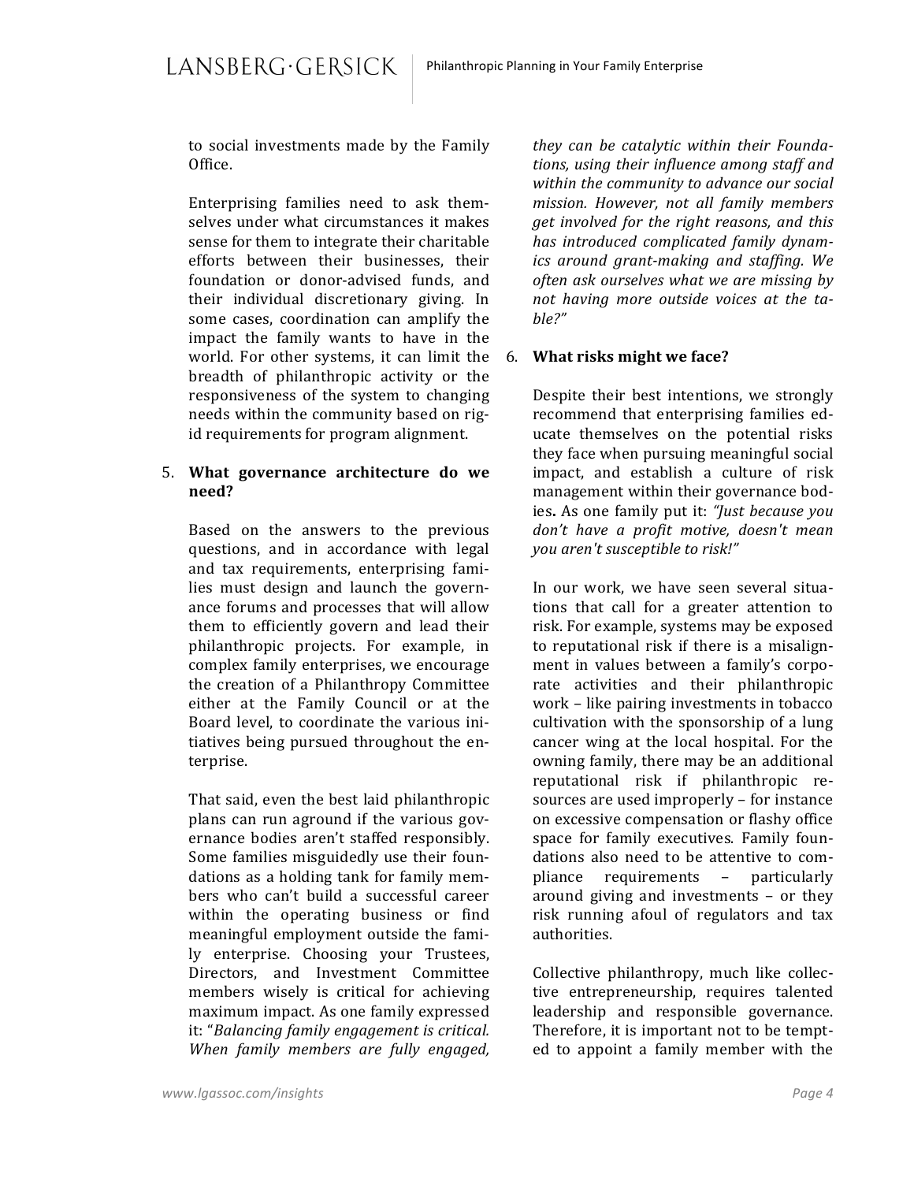to social investments made by the Family Office.

Enterprising families need to ask themselves under what circumstances it makes sense for them to integrate their charitable efforts between their businesses, their foundation or donor-advised funds, and their individual discretionary giving. In some cases, coordination can amplify the impact the family wants to have in the world. For other systems, it can limit the breadth of philanthropic activity or the responsiveness of the system to changing needs within the community based on rigid requirements for program alignment.

5. **What governance architecture do we need?**

   Based on the answers to the previous questions, and in accordance with legal and tax requirements, enterprising families must design and launch the governance forums and processes that will allow them to efficiently govern and lead their philanthropic projects. For example, in complex family enterprises, we encourage the creation of a Philanthropy Committee either at the Family Council or at the Board level, to coordinate the various initiatives being pursued throughout the enterprise.

   That said, even the best laid philanthropic plans can run aground if the various governance bodies aren't staffed responsibly. Some families misguidedly use their foundations as a holding tank for family members who can't build a successful career within the operating business or find meaningful employment outside the family enterprise. Choosing your Trustees, Directors, and Investment Committee members wisely is critical for achieving maximum impact. As one family expressed it: "*Balancing family engagement is critical. When family members are fully engaged, they can be catalytic within their Foundations, using their influence among staff and within the community to advance our social mission. However, not all family members get involved for the right reasons, and this has introduced complicated family dynamics around grant-making and staffing. We often ask ourselves what we are missing by not having more outside voices at the table?*"

6. **What risks might we face?**

   Despite their best intentions, we strongly recommend that enterprising families educate themselves on the potential risks they face when pursuing meaningful social impact, and establish a culture of risk management within their governance bodies**.** As one family put it: *"Just because you don't have a profit motive, doesn't mean you aren't susceptible to risk!"*

   In our work, we have seen several situations that call for a greater attention to risk. For example, systems may be exposed to reputational risk if there is a misalignment in values between a family's corporate activities and their philanthropic work – like pairing investments in tobacco cultivation with the sponsorship of a lung cancer wing at the local hospital. For the owning family, there may be an additional reputational risk if philanthropic resources are used improperly – for instance on excessive compensation or flashy office space for family executives. Family foundations also need to be attentive to compliance requirements – particularly around giving and investments – or they risk running afoul of regulators and tax authorities.

   Collective philanthropy, much like collective entrepreneurship, requires talented leadership and responsible governance. Therefore, it is important not to be tempted to appoint a family member with the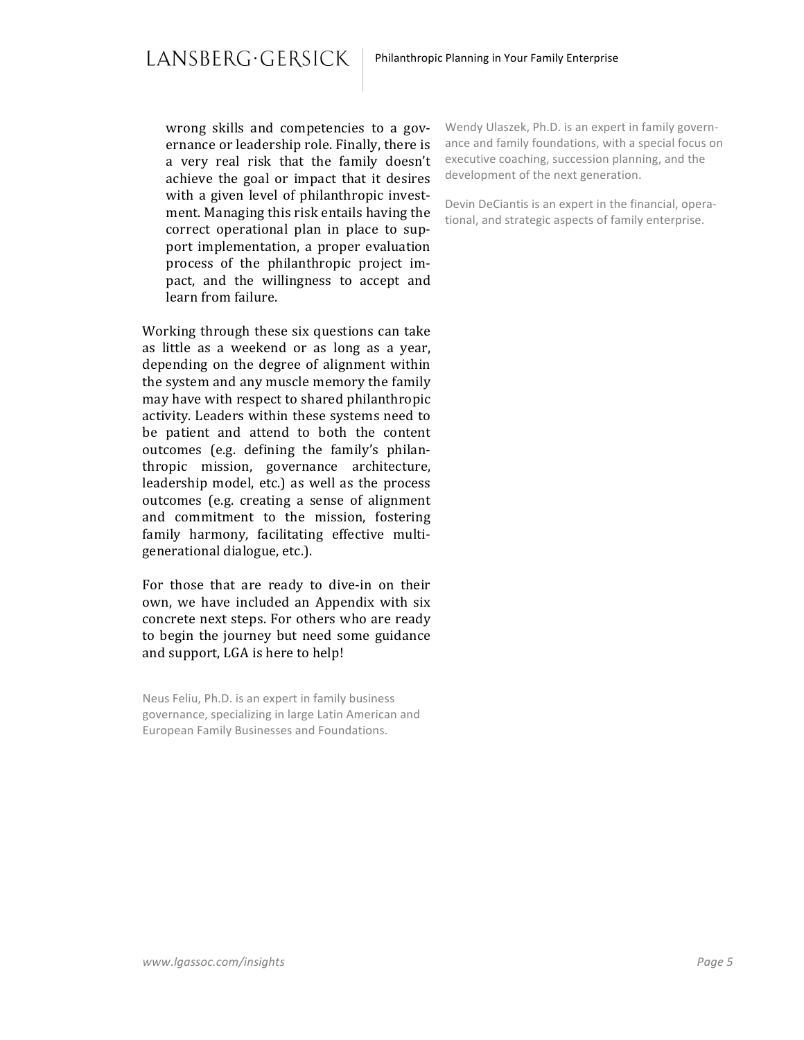wrong skills and competencies to a governance or leadership role. Finally, there is a very real risk that the family doesn't achieve the goal or impact that it desires with a given level of philanthropic investment. Managing this risk entails having the correct operational plan in place to support implementation, a proper evaluation process of the philanthropic project impact, and the willingness to accept and learn from failure.

Working through these six questions can take as little as a weekend or as long as a year, depending on the degree of alignment within the system and any muscle memory the family may have with respect to shared philanthropic activity. Leaders within these systems need to be patient and attend to both the content outcomes (e.g. defining the family's philanthropic mission, governance architecture, leadership model, etc.) as well as the process outcomes (e.g. creating a sense of alignment and commitment to the mission, fostering family harmony, facilitating effective multi-generational dialogue, etc.).

For those that are ready to dive-in on their own, we have included an Appendix with six concrete next steps. For others who are ready to begin the journey but need some guidance and support, LGA is here to help!

Neus Feliu, Ph.D. is an expert in family business governance, specializing in large Latin American and European Family Businesses and Foundations.

Wendy Ulaszek, Ph.D. is an expert in family governance and family foundations, with a special focus on executive coaching, succession planning, and the development of the next generation.

Devin DeCiantis is an expert in the financial, operational, and strategic aspects of family enterprise.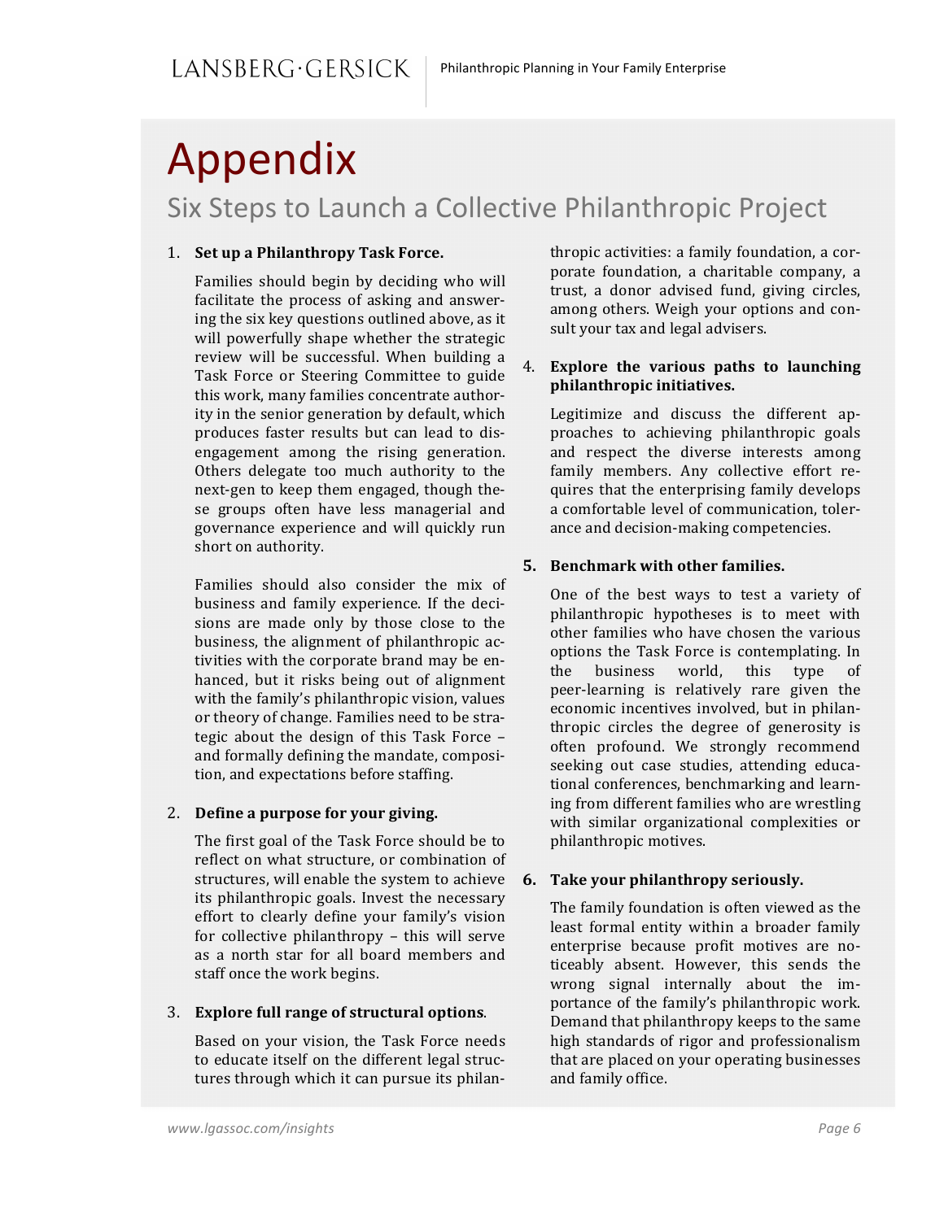# Appendix

## Six Steps to Launch a Collective Philanthropic Project

1. **Set up a Philanthropy Task Force.**

   Families should begin by deciding who will facilitate the process of asking and answering the six key questions outlined above, as it will powerfully shape whether the strategic review will be successful. When building a Task Force or Steering Committee to guide this work, many families concentrate authority in the senior generation by default, which produces faster results but can lead to disengagement among the rising generation. Others delegate too much authority to the next-gen to keep them engaged, though these groups often have less managerial and governance experience and will quickly run short on authority.

   Families should also consider the mix of business and family experience. If the decisions are made only by those close to the business, the alignment of philanthropic activities with the corporate brand may be enhanced, but it risks being out of alignment with the family's philanthropic vision, values or theory of change. Families need to be strategic about the design of this Task Force – and formally defining the mandate, composition, and expectations before staffing.

2. **Define a purpose for your giving.**

   The first goal of the Task Force should be to reflect on what structure, or combination of structures, will enable the system to achieve its philanthropic goals. Invest the necessary effort to clearly define your family's vision for collective philanthropy – this will serve as a north star for all board members and staff once the work begins.

3. **Explore full range of structural options**.

   Based on your vision, the Task Force needs to educate itself on the different legal structures through which it can pursue its philanthropic activities: a family foundation, a corporate foundation, a charitable company, a trust, a donor advised fund, giving circles, among others. Weigh your options and consult your tax and legal advisers.

4. **Explore the various paths to launching philanthropic initiatives.**

   Legitimize and discuss the different approaches to achieving philanthropic goals and respect the diverse interests among family members. Any collective effort requires that the enterprising family develops a comfortable level of communication, tolerance and decision-making competencies.

5. **Benchmark with other families.**

   One of the best ways to test a variety of philanthropic hypotheses is to meet with other families who have chosen the various options the Task Force is contemplating. In the business world, this type of peer-learning is relatively rare given the economic incentives involved, but in philanthropic circles the degree of generosity is often profound. We strongly recommend seeking out case studies, attending educational conferences, benchmarking and learning from different families who are wrestling with similar organizational complexities or philanthropic motives.

6. **Take your philanthropy seriously.**

   The family foundation is often viewed as the least formal entity within a broader family enterprise because profit motives are noticeably absent. However, this sends the wrong signal internally about the importance of the family's philanthropic work. Demand that philanthropy keeps to the same high standards of rigor and professionalism that are placed on your operating businesses and family office.